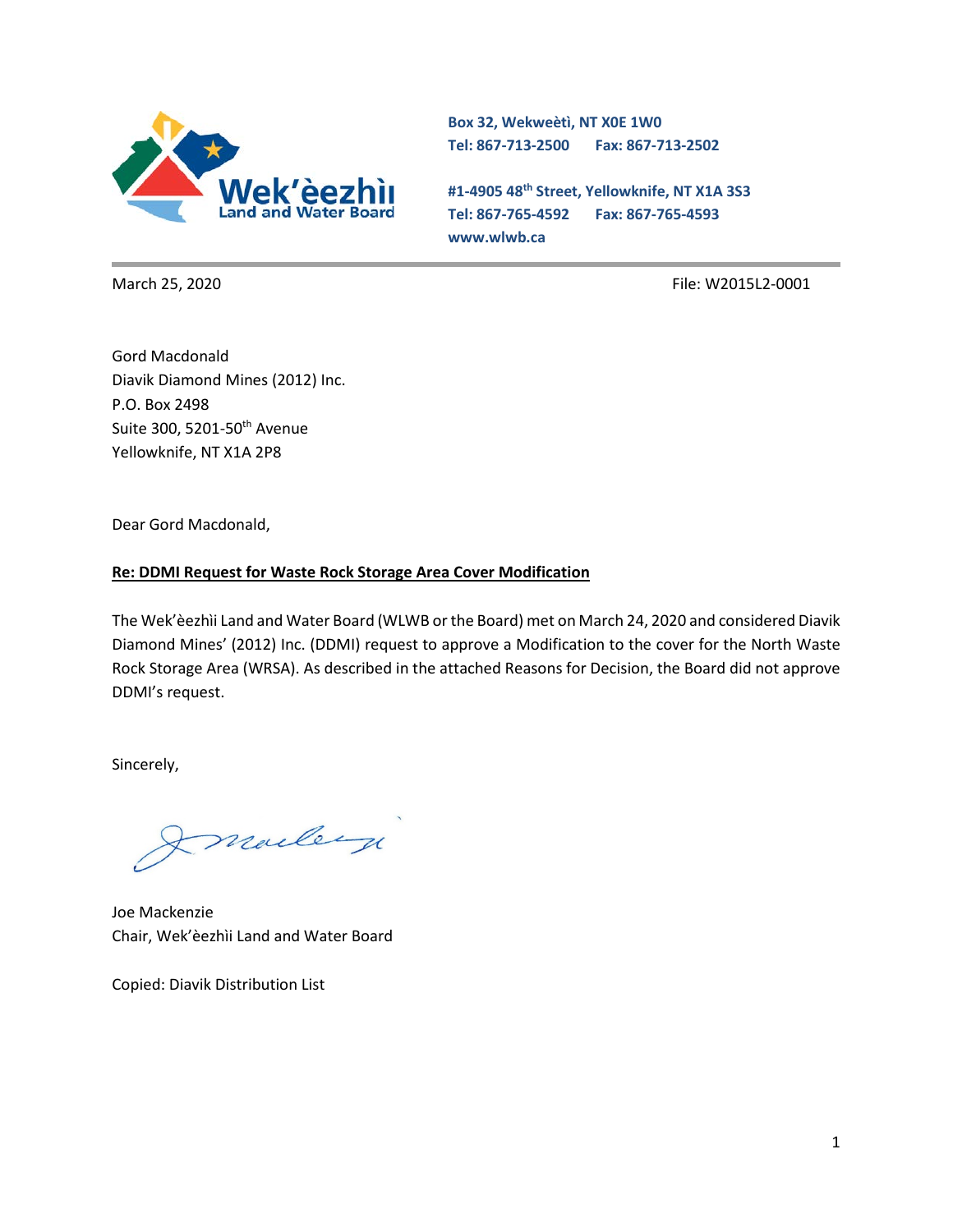**Wek'èezhìı Land and Water Board**

**Box 32, Wekweètì, NT X0E 1W0**
**Tel: 867-713-2500 Fax: 867-713-2502**

**#1-4905 48th Street, Yellowknife, NT X1A 3S3**
**Tel: 867-765-4592 Fax: 867-765-4593**
**www.wlwb.ca**

March 25, 2020

File: W2015L2-0001

Gord Macdonald
Diavik Diamond Mines (2012) Inc.
P.O. Box 2498
Suite 300, 5201-50th Avenue
Yellowknife, NT X1A 2P8

Dear Gord Macdonald,

**Re: DDMI Request for Waste Rock Storage Area Cover Modification**

The Wek'èezhìi Land and Water Board (WLWB or the Board) met on March 24, 2020 and considered Diavik Diamond Mines' (2012) Inc. (DDMI) request to approve a Modification to the cover for the North Waste Rock Storage Area (WRSA). As described in the attached Reasons for Decision, the Board did not approve DDMI's request.

Sincerely,

Joe Mackenzie
Chair, Wek'èezhìi Land and Water Board

Copied: Diavik Distribution List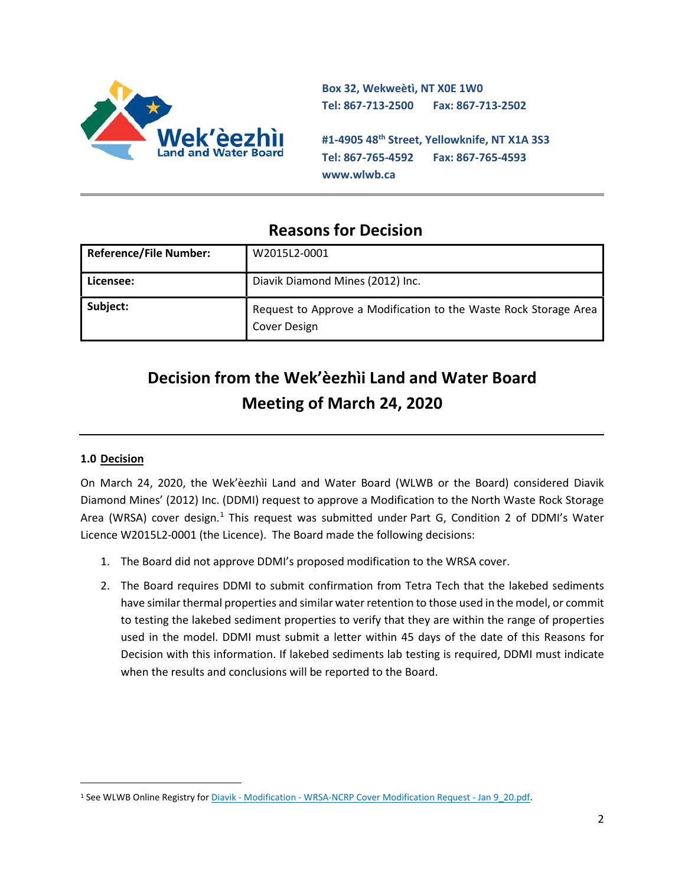Box 32, Wekweètì, NT X0E 1W0
Tel: 867-713-2500 Fax: 867-713-2502

#1-4905 48th Street, Yellowknife, NT X1A 3S3
Tel: 867-765-4592 Fax: 867-765-4593
www.wlwb.ca

## Reasons for Decision

| Reference/File Number: | W2015L2-0001 |
| --- | --- |
| Licensee: | Diavik Diamond Mines (2012) Inc. |
| Subject: | Request to Approve a Modification to the Waste Rock Storage Area Cover Design |

# Decision from the Wek'èezhìi Land and Water Board Meeting of March 24, 2020

### 1.0 Decision

On March 24, 2020, the Wek'èezhìi Land and Water Board (WLWB or the Board) considered Diavik Diamond Mines' (2012) Inc. (DDMI) request to approve a Modification to the North Waste Rock Storage Area (WRSA) cover design.[1] This request was submitted under Part G, Condition 2 of DDMI's Water Licence W2015L2-0001 (the Licence). The Board made the following decisions:

1. The Board did not approve DDMI's proposed modification to the WRSA cover.
2. The Board requires DDMI to submit confirmation from Tetra Tech that the lakebed sediments have similar thermal properties and similar water retention to those used in the model, or commit to testing the lakebed sediment properties to verify that they are within the range of properties used in the model. DDMI must submit a letter within 45 days of the date of this Reasons for Decision with this information. If lakebed sediments lab testing is required, DDMI must indicate when the results and conclusions will be reported to the Board.

[1] See WLWB Online Registry for Diavik - Modification - WRSA-NCRP Cover Modification Request - Jan 9_20.pdf.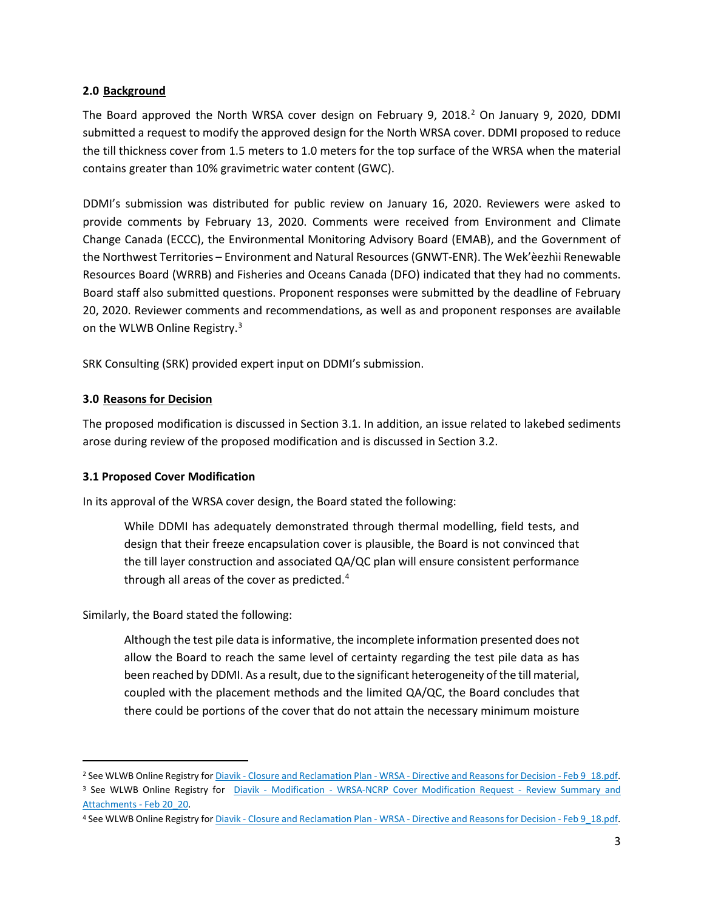## 2.0 Background

The Board approved the North WRSA cover design on February 9, 2018.[2] On January 9, 2020, DDMI submitted a request to modify the approved design for the North WRSA cover. DDMI proposed to reduce the till thickness cover from 1.5 meters to 1.0 meters for the top surface of the WRSA when the material contains greater than 10% gravimetric water content (GWC).

DDMI's submission was distributed for public review on January 16, 2020. Reviewers were asked to provide comments by February 13, 2020. Comments were received from Environment and Climate Change Canada (ECCC), the Environmental Monitoring Advisory Board (EMAB), and the Government of the Northwest Territories – Environment and Natural Resources (GNWT-ENR). The Wek'èezhìi Renewable Resources Board (WRRB) and Fisheries and Oceans Canada (DFO) indicated that they had no comments. Board staff also submitted questions. Proponent responses were submitted by the deadline of February 20, 2020. Reviewer comments and recommendations, as well as and proponent responses are available on the WLWB Online Registry.[3]

SRK Consulting (SRK) provided expert input on DDMI's submission.

## 3.0 Reasons for Decision

The proposed modification is discussed in Section 3.1. In addition, an issue related to lakebed sediments arose during review of the proposed modification and is discussed in Section 3.2.

### 3.1 Proposed Cover Modification

In its approval of the WRSA cover design, the Board stated the following:

> While DDMI has adequately demonstrated through thermal modelling, field tests, and design that their freeze encapsulation cover is plausible, the Board is not convinced that the till layer construction and associated QA/QC plan will ensure consistent performance through all areas of the cover as predicted.[4]

Similarly, the Board stated the following:

> Although the test pile data is informative, the incomplete information presented does not allow the Board to reach the same level of certainty regarding the test pile data as has been reached by DDMI. As a result, due to the significant heterogeneity of the till material, coupled with the placement methods and the limited QA/QC, the Board concludes that there could be portions of the cover that do not attain the necessary minimum moisture

---

[2] See WLWB Online Registry for Diavik - Closure and Reclamation Plan - WRSA - Directive and Reasons for Decision - Feb 9_18.pdf.

[3] See WLWB Online Registry for Diavik - Modification - WRSA-NCRP Cover Modification Request - Review Summary and Attachments - Feb 20_20.

[4] See WLWB Online Registry for Diavik - Closure and Reclamation Plan - WRSA - Directive and Reasons for Decision - Feb 9_18.pdf.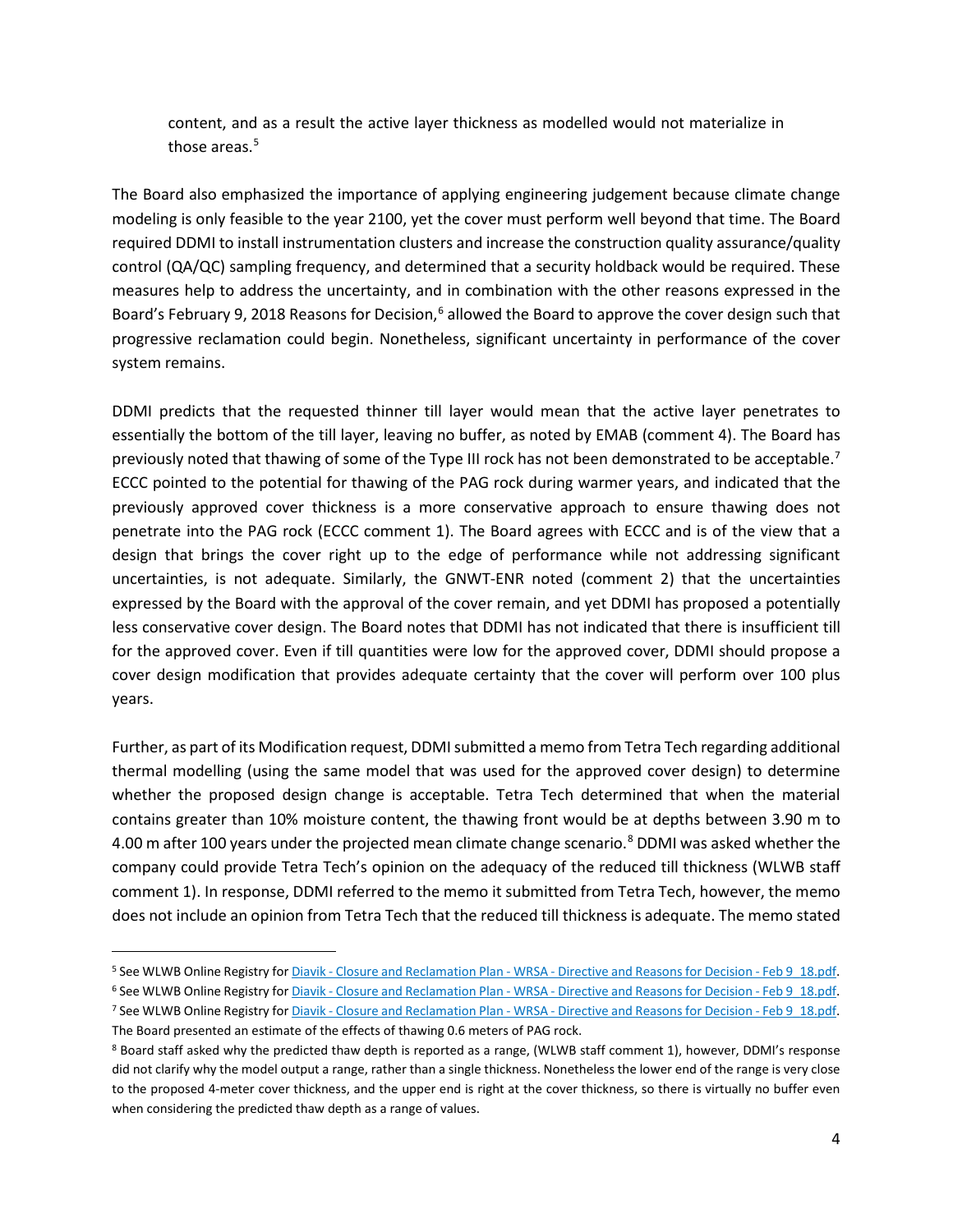content, and as a result the active layer thickness as modelled would not materialize in those areas.[5]

The Board also emphasized the importance of applying engineering judgement because climate change modeling is only feasible to the year 2100, yet the cover must perform well beyond that time. The Board required DDMI to install instrumentation clusters and increase the construction quality assurance/quality control (QA/QC) sampling frequency, and determined that a security holdback would be required. These measures help to address the uncertainty, and in combination with the other reasons expressed in the Board's February 9, 2018 Reasons for Decision,[6] allowed the Board to approve the cover design such that progressive reclamation could begin. Nonetheless, significant uncertainty in performance of the cover system remains.

DDMI predicts that the requested thinner till layer would mean that the active layer penetrates to essentially the bottom of the till layer, leaving no buffer, as noted by EMAB (comment 4). The Board has previously noted that thawing of some of the Type III rock has not been demonstrated to be acceptable.[7] ECCC pointed to the potential for thawing of the PAG rock during warmer years, and indicated that the previously approved cover thickness is a more conservative approach to ensure thawing does not penetrate into the PAG rock (ECCC comment 1). The Board agrees with ECCC and is of the view that a design that brings the cover right up to the edge of performance while not addressing significant uncertainties, is not adequate. Similarly, the GNWT-ENR noted (comment 2) that the uncertainties expressed by the Board with the approval of the cover remain, and yet DDMI has proposed a potentially less conservative cover design. The Board notes that DDMI has not indicated that there is insufficient till for the approved cover. Even if till quantities were low for the approved cover, DDMI should propose a cover design modification that provides adequate certainty that the cover will perform over 100 plus years.

Further, as part of its Modification request, DDMI submitted a memo from Tetra Tech regarding additional thermal modelling (using the same model that was used for the approved cover design) to determine whether the proposed design change is acceptable. Tetra Tech determined that when the material contains greater than 10% moisture content, the thawing front would be at depths between 3.90 m to 4.00 m after 100 years under the projected mean climate change scenario.[8] DDMI was asked whether the company could provide Tetra Tech's opinion on the adequacy of the reduced till thickness (WLWB staff comment 1). In response, DDMI referred to the memo it submitted from Tetra Tech, however, the memo does not include an opinion from Tetra Tech that the reduced till thickness is adequate. The memo stated

---

[5] See WLWB Online Registry for Diavik - Closure and Reclamation Plan - WRSA - Directive and Reasons for Decision - Feb 9_18.pdf.

[6] See WLWB Online Registry for Diavik - Closure and Reclamation Plan - WRSA - Directive and Reasons for Decision - Feb 9_18.pdf.

[7] See WLWB Online Registry for Diavik - Closure and Reclamation Plan - WRSA - Directive and Reasons for Decision - Feb 9_18.pdf. The Board presented an estimate of the effects of thawing 0.6 meters of PAG rock.

[8] Board staff asked why the predicted thaw depth is reported as a range, (WLWB staff comment 1), however, DDMI's response did not clarify why the model output a range, rather than a single thickness. Nonetheless the lower end of the range is very close to the proposed 4-meter cover thickness, and the upper end is right at the cover thickness, so there is virtually no buffer even when considering the predicted thaw depth as a range of values.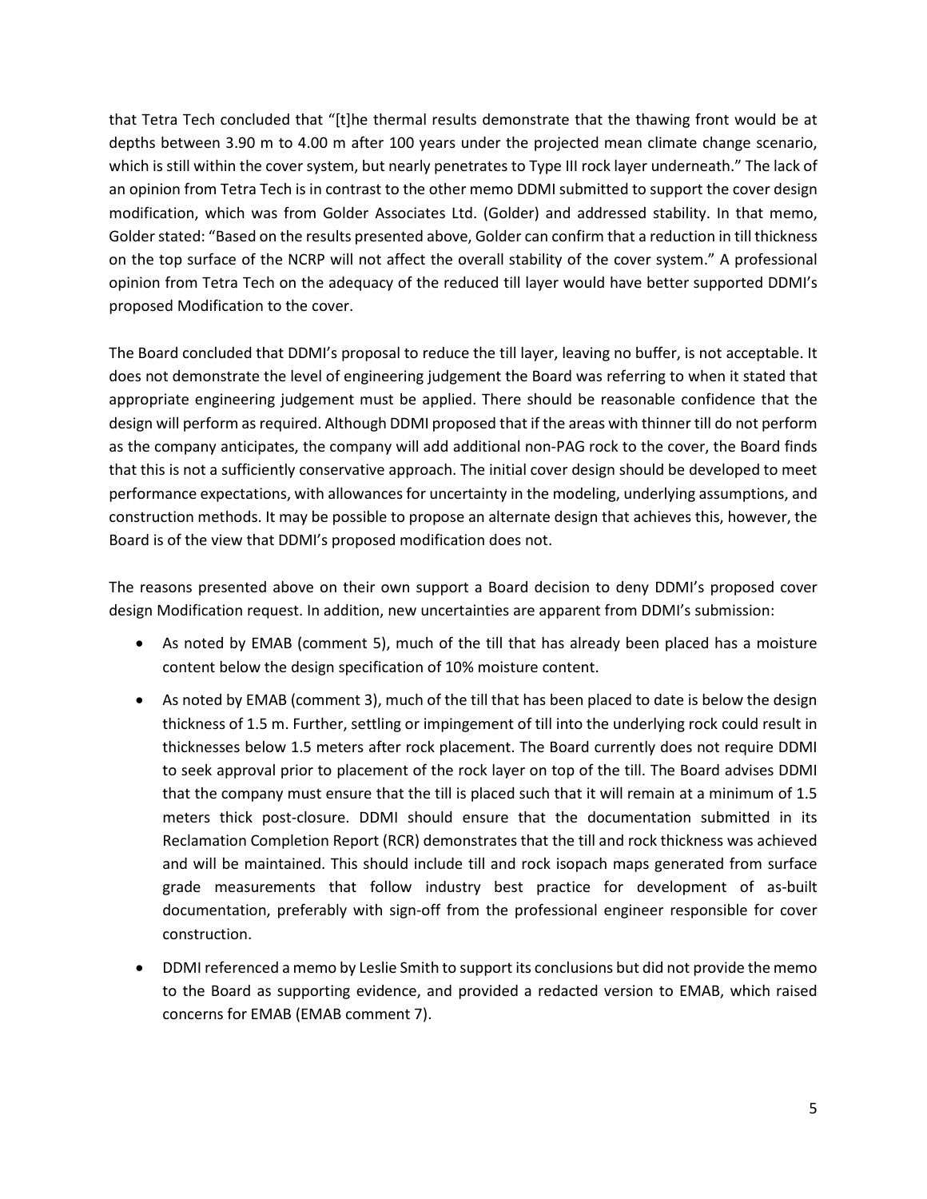that Tetra Tech concluded that "[t]he thermal results demonstrate that the thawing front would be at depths between 3.90 m to 4.00 m after 100 years under the projected mean climate change scenario, which is still within the cover system, but nearly penetrates to Type III rock layer underneath." The lack of an opinion from Tetra Tech is in contrast to the other memo DDMI submitted to support the cover design modification, which was from Golder Associates Ltd. (Golder) and addressed stability. In that memo, Golder stated: "Based on the results presented above, Golder can confirm that a reduction in till thickness on the top surface of the NCRP will not affect the overall stability of the cover system." A professional opinion from Tetra Tech on the adequacy of the reduced till layer would have better supported DDMI's proposed Modification to the cover.

The Board concluded that DDMI's proposal to reduce the till layer, leaving no buffer, is not acceptable. It does not demonstrate the level of engineering judgement the Board was referring to when it stated that appropriate engineering judgement must be applied. There should be reasonable confidence that the design will perform as required. Although DDMI proposed that if the areas with thinner till do not perform as the company anticipates, the company will add additional non-PAG rock to the cover, the Board finds that this is not a sufficiently conservative approach. The initial cover design should be developed to meet performance expectations, with allowances for uncertainty in the modeling, underlying assumptions, and construction methods. It may be possible to propose an alternate design that achieves this, however, the Board is of the view that DDMI's proposed modification does not.

The reasons presented above on their own support a Board decision to deny DDMI's proposed cover design Modification request. In addition, new uncertainties are apparent from DDMI's submission:

- As noted by EMAB (comment 5), much of the till that has already been placed has a moisture content below the design specification of 10% moisture content.
- As noted by EMAB (comment 3), much of the till that has been placed to date is below the design thickness of 1.5 m. Further, settling or impingement of till into the underlying rock could result in thicknesses below 1.5 meters after rock placement. The Board currently does not require DDMI to seek approval prior to placement of the rock layer on top of the till. The Board advises DDMI that the company must ensure that the till is placed such that it will remain at a minimum of 1.5 meters thick post-closure. DDMI should ensure that the documentation submitted in its Reclamation Completion Report (RCR) demonstrates that the till and rock thickness was achieved and will be maintained. This should include till and rock isopach maps generated from surface grade measurements that follow industry best practice for development of as-built documentation, preferably with sign-off from the professional engineer responsible for cover construction.
- DDMI referenced a memo by Leslie Smith to support its conclusions but did not provide the memo to the Board as supporting evidence, and provided a redacted version to EMAB, which raised concerns for EMAB (EMAB comment 7).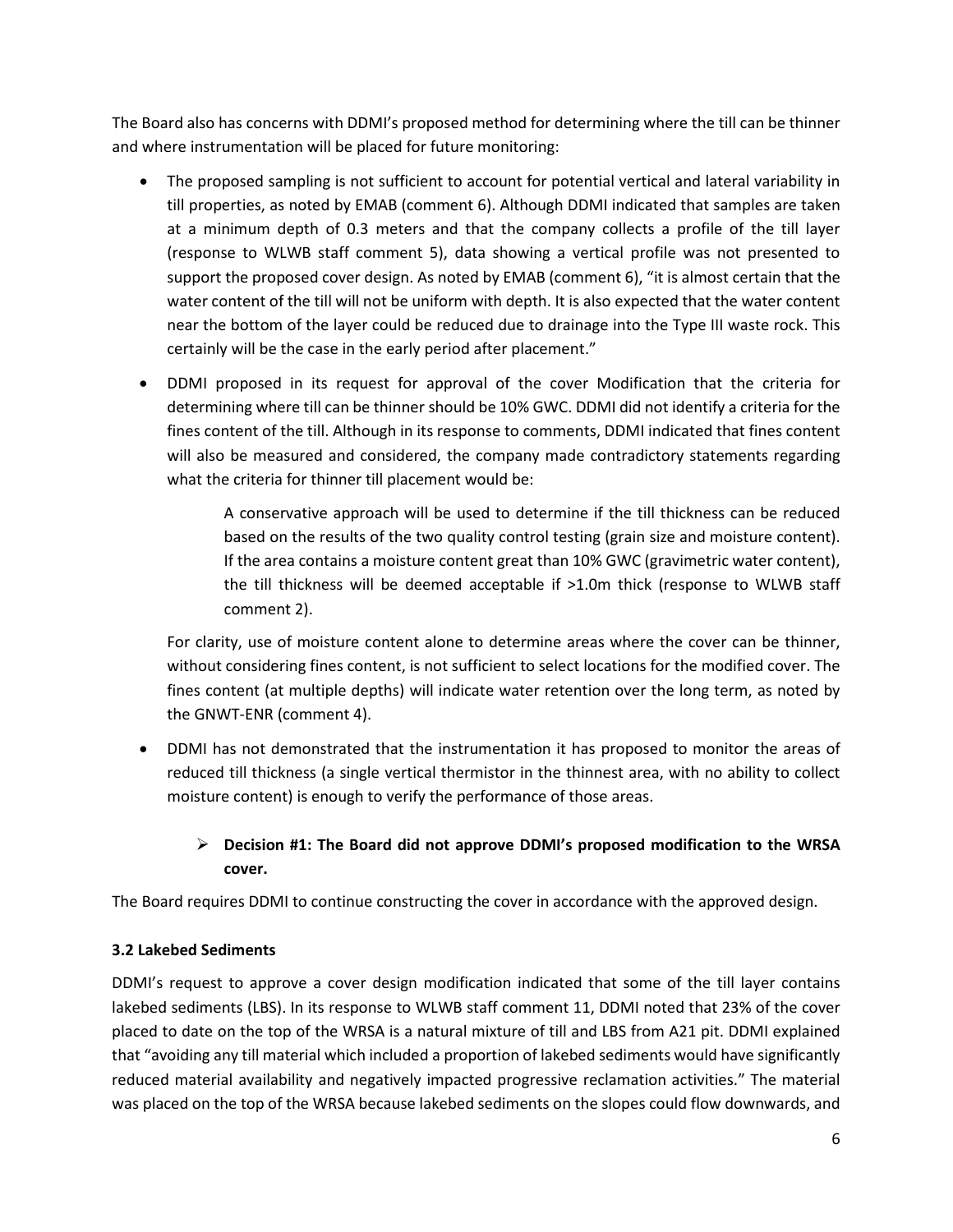The Board also has concerns with DDMI's proposed method for determining where the till can be thinner and where instrumentation will be placed for future monitoring:

- The proposed sampling is not sufficient to account for potential vertical and lateral variability in till properties, as noted by EMAB (comment 6). Although DDMI indicated that samples are taken at a minimum depth of 0.3 meters and that the company collects a profile of the till layer (response to WLWB staff comment 5), data showing a vertical profile was not presented to support the proposed cover design. As noted by EMAB (comment 6), "it is almost certain that the water content of the till will not be uniform with depth. It is also expected that the water content near the bottom of the layer could be reduced due to drainage into the Type III waste rock. This certainly will be the case in the early period after placement."
- DDMI proposed in its request for approval of the cover Modification that the criteria for determining where till can be thinner should be 10% GWC. DDMI did not identify a criteria for the fines content of the till. Although in its response to comments, DDMI indicated that fines content will also be measured and considered, the company made contradictory statements regarding what the criteria for thinner till placement would be:

  > A conservative approach will be used to determine if the till thickness can be reduced based on the results of the two quality control testing (grain size and moisture content). If the area contains a moisture content great than 10% GWC (gravimetric water content), the till thickness will be deemed acceptable if >1.0m thick (response to WLWB staff comment 2).

  For clarity, use of moisture content alone to determine areas where the cover can be thinner, without considering fines content, is not sufficient to select locations for the modified cover. The fines content (at multiple depths) will indicate water retention over the long term, as noted by the GNWT-ENR (comment 4).
- DDMI has not demonstrated that the instrumentation it has proposed to monitor the areas of reduced till thickness (a single vertical thermistor in the thinnest area, with no ability to collect moisture content) is enough to verify the performance of those areas.

  - **Decision #1: The Board did not approve DDMI's proposed modification to the WRSA cover.**

The Board requires DDMI to continue constructing the cover in accordance with the approved design.

**3.2 Lakebed Sediments**

DDMI's request to approve a cover design modification indicated that some of the till layer contains lakebed sediments (LBS). In its response to WLWB staff comment 11, DDMI noted that 23% of the cover placed to date on the top of the WRSA is a natural mixture of till and LBS from A21 pit. DDMI explained that "avoiding any till material which included a proportion of lakebed sediments would have significantly reduced material availability and negatively impacted progressive reclamation activities." The material was placed on the top of the WRSA because lakebed sediments on the slopes could flow downwards, and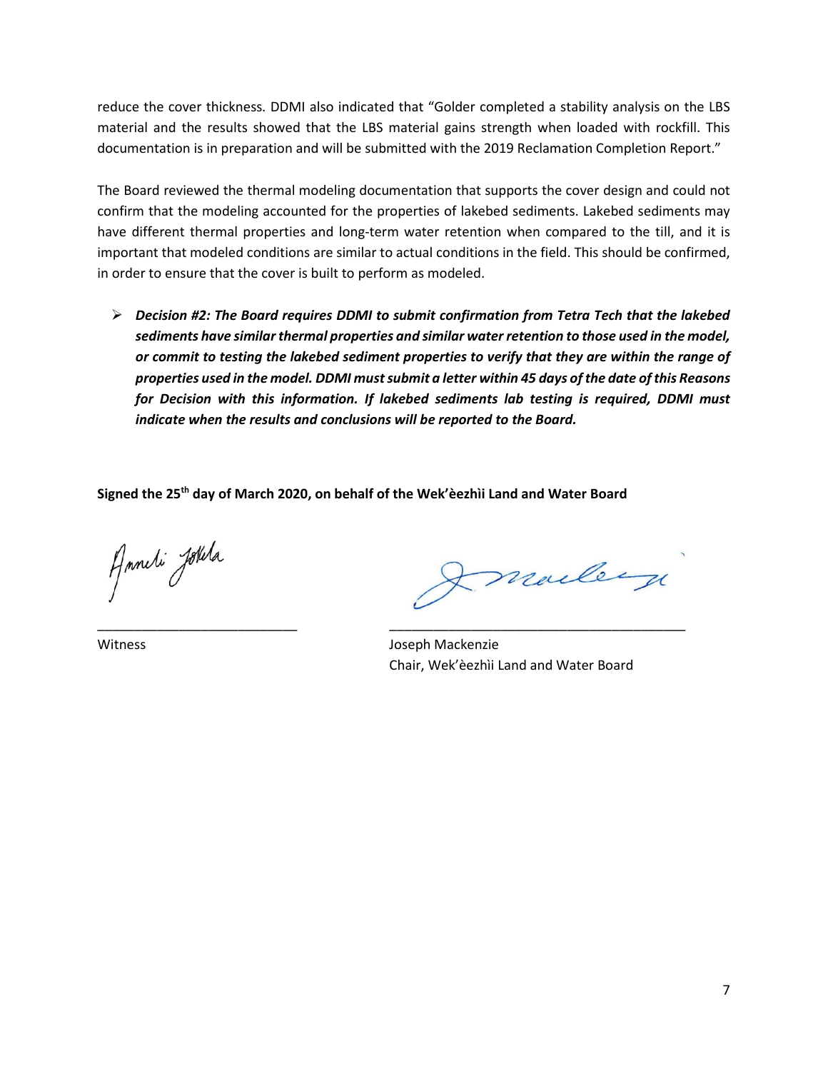reduce the cover thickness. DDMI also indicated that "Golder completed a stability analysis on the LBS material and the results showed that the LBS material gains strength when loaded with rockfill. This documentation is in preparation and will be submitted with the 2019 Reclamation Completion Report."

The Board reviewed the thermal modeling documentation that supports the cover design and could not confirm that the modeling accounted for the properties of lakebed sediments. Lakebed sediments may have different thermal properties and long-term water retention when compared to the till, and it is important that modeled conditions are similar to actual conditions in the field. This should be confirmed, in order to ensure that the cover is built to perform as modeled.

- ***Decision #2: The Board requires DDMI to submit confirmation from Tetra Tech that the lakebed sediments have similar thermal properties and similar water retention to those used in the model, or commit to testing the lakebed sediment properties to verify that they are within the range of properties used in the model. DDMI must submit a letter within 45 days of the date of this Reasons for Decision with this information. If lakebed sediments lab testing is required, DDMI must indicate when the results and conclusions will be reported to the Board.***

**Signed the 25th day of March 2020, on behalf of the Wek'èezhìi Land and Water Board**

_____________________________
Witness

_____________________________
Joseph Mackenzie
Chair, Wek'èezhìi Land and Water Board